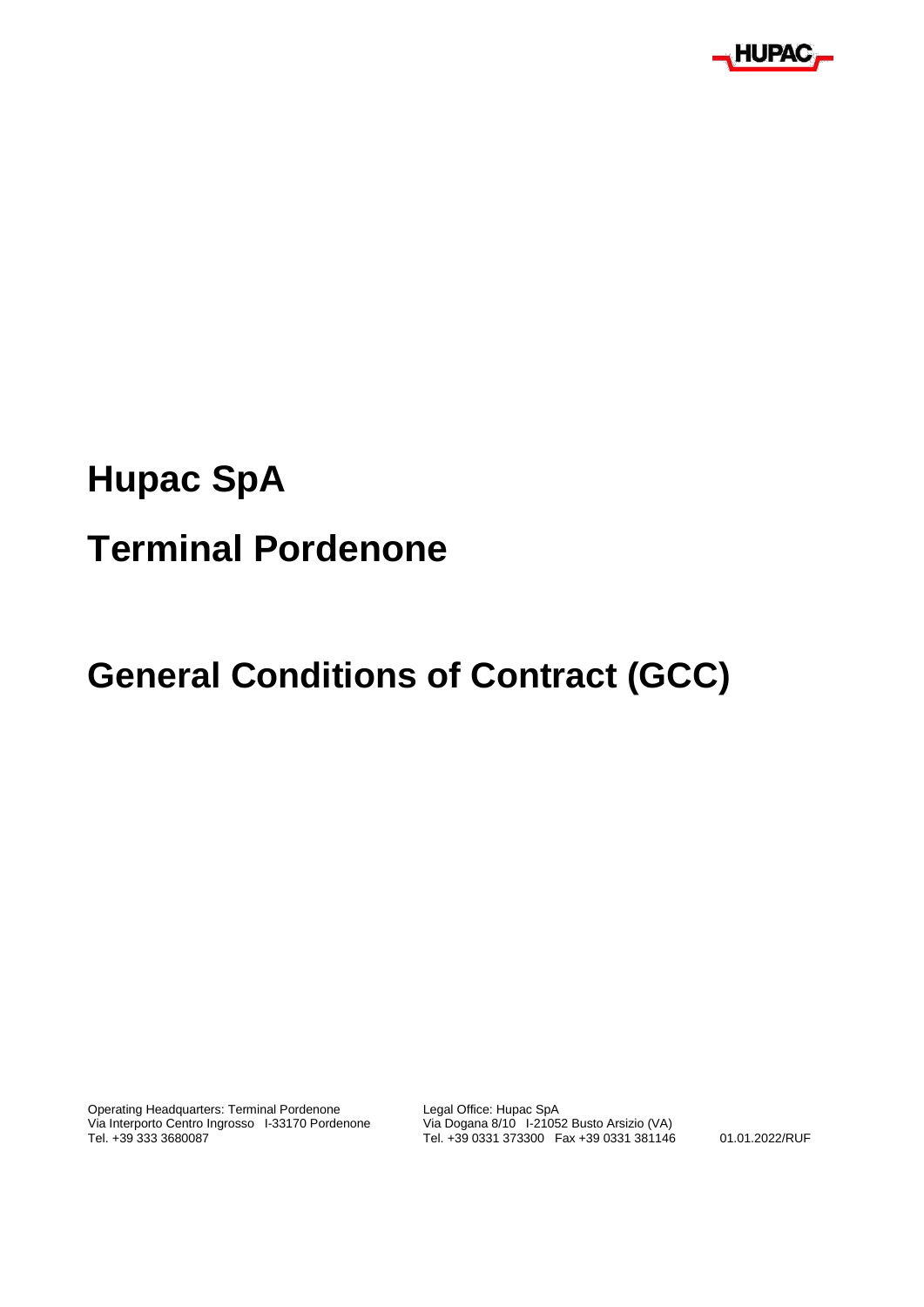# Hupac SpA

# Terminal Pordenone

# General Conditions of Contract (GCC)

Operating Headquarters: Terminal Pordenone
Via Interporto Centro Ingrosso I-33170 Pordenone
Tel. +39 333 3680087

Legal Office: Hupac SpA
Via Dogana 8/10 I-21052 Busto Arsizio (VA)
Tel. +39 0331 373300 Fax +39 0331 381146

01.01.2022/RUF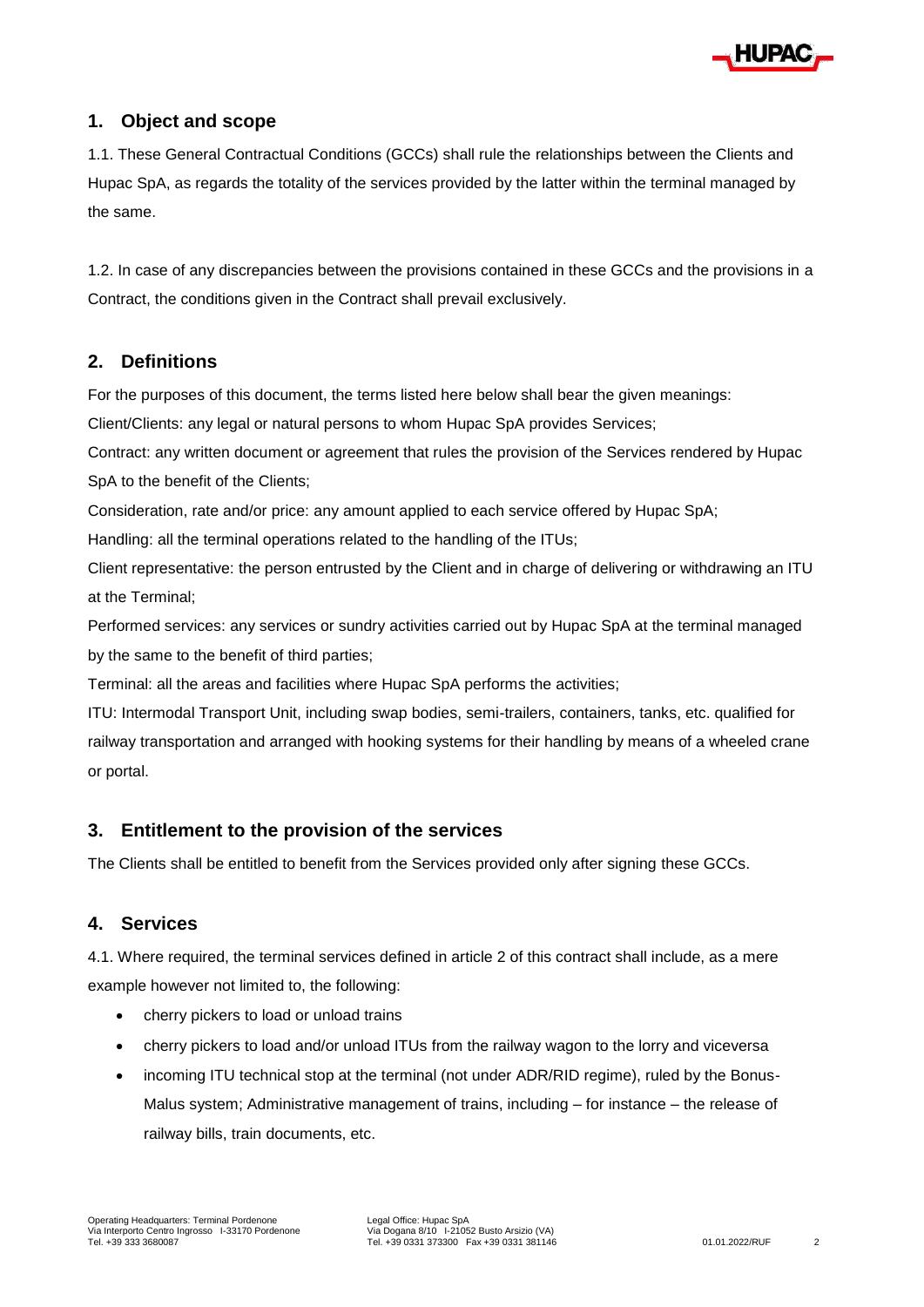## 1. Object and scope

1.1. These General Contractual Conditions (GCCs) shall rule the relationships between the Clients and Hupac SpA, as regards the totality of the services provided by the latter within the terminal managed by the same.

1.2. In case of any discrepancies between the provisions contained in these GCCs and the provisions in a Contract, the conditions given in the Contract shall prevail exclusively.

## 2. Definitions

For the purposes of this document, the terms listed here below shall bear the given meanings:

Client/Clients: any legal or natural persons to whom Hupac SpA provides Services;

Contract: any written document or agreement that rules the provision of the Services rendered by Hupac SpA to the benefit of the Clients;

Consideration, rate and/or price: any amount applied to each service offered by Hupac SpA;

Handling: all the terminal operations related to the handling of the ITUs;

Client representative: the person entrusted by the Client and in charge of delivering or withdrawing an ITU at the Terminal;

Performed services: any services or sundry activities carried out by Hupac SpA at the terminal managed by the same to the benefit of third parties;

Terminal: all the areas and facilities where Hupac SpA performs the activities;

ITU: Intermodal Transport Unit, including swap bodies, semi-trailers, containers, tanks, etc. qualified for railway transportation and arranged with hooking systems for their handling by means of a wheeled crane or portal.

## 3. Entitlement to the provision of the services

The Clients shall be entitled to benefit from the Services provided only after signing these GCCs.

## 4. Services

4.1. Where required, the terminal services defined in article 2 of this contract shall include, as a mere example however not limited to, the following:

- cherry pickers to load or unload trains
- cherry pickers to load and/or unload ITUs from the railway wagon to the lorry and viceversa
- incoming ITU technical stop at the terminal (not under ADR/RID regime), ruled by the Bonus-Malus system; Administrative management of trains, including – for instance – the release of railway bills, train documents, etc.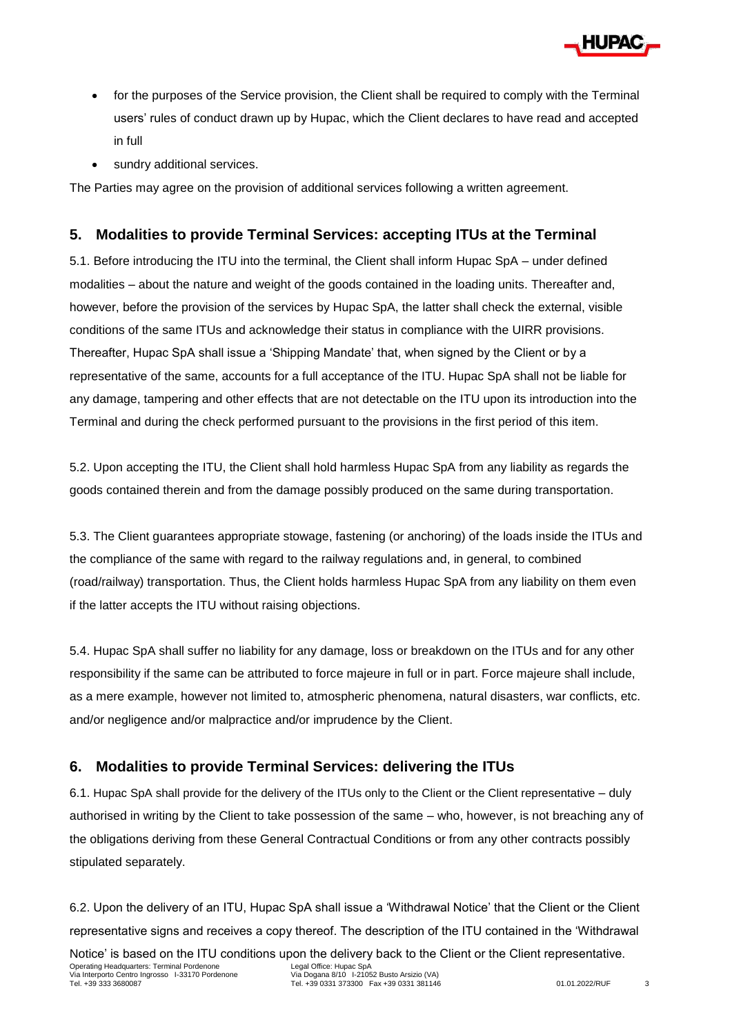- for the purposes of the Service provision, the Client shall be required to comply with the Terminal users' rules of conduct drawn up by Hupac, which the Client declares to have read and accepted in full
- sundry additional services.

The Parties may agree on the provision of additional services following a written agreement.

## 5. Modalities to provide Terminal Services: accepting ITUs at the Terminal

5.1. Before introducing the ITU into the terminal, the Client shall inform Hupac SpA – under defined modalities – about the nature and weight of the goods contained in the loading units. Thereafter and, however, before the provision of the services by Hupac SpA, the latter shall check the external, visible conditions of the same ITUs and acknowledge their status in compliance with the UIRR provisions. Thereafter, Hupac SpA shall issue a 'Shipping Mandate' that, when signed by the Client or by a representative of the same, accounts for a full acceptance of the ITU. Hupac SpA shall not be liable for any damage, tampering and other effects that are not detectable on the ITU upon its introduction into the Terminal and during the check performed pursuant to the provisions in the first period of this item.

5.2. Upon accepting the ITU, the Client shall hold harmless Hupac SpA from any liability as regards the goods contained therein and from the damage possibly produced on the same during transportation.

5.3. The Client guarantees appropriate stowage, fastening (or anchoring) of the loads inside the ITUs and the compliance of the same with regard to the railway regulations and, in general, to combined (road/railway) transportation. Thus, the Client holds harmless Hupac SpA from any liability on them even if the latter accepts the ITU without raising objections.

5.4. Hupac SpA shall suffer no liability for any damage, loss or breakdown on the ITUs and for any other responsibility if the same can be attributed to force majeure in full or in part. Force majeure shall include, as a mere example, however not limited to, atmospheric phenomena, natural disasters, war conflicts, etc. and/or negligence and/or malpractice and/or imprudence by the Client.

## 6. Modalities to provide Terminal Services: delivering the ITUs

6.1. Hupac SpA shall provide for the delivery of the ITUs only to the Client or the Client representative – duly authorised in writing by the Client to take possession of the same – who, however, is not breaching any of the obligations deriving from these General Contractual Conditions or from any other contracts possibly stipulated separately.

6.2. Upon the delivery of an ITU, Hupac SpA shall issue a 'Withdrawal Notice' that the Client or the Client representative signs and receives a copy thereof. The description of the ITU contained in the 'Withdrawal Notice' is based on the ITU conditions upon the delivery back to the Client or the Client representative.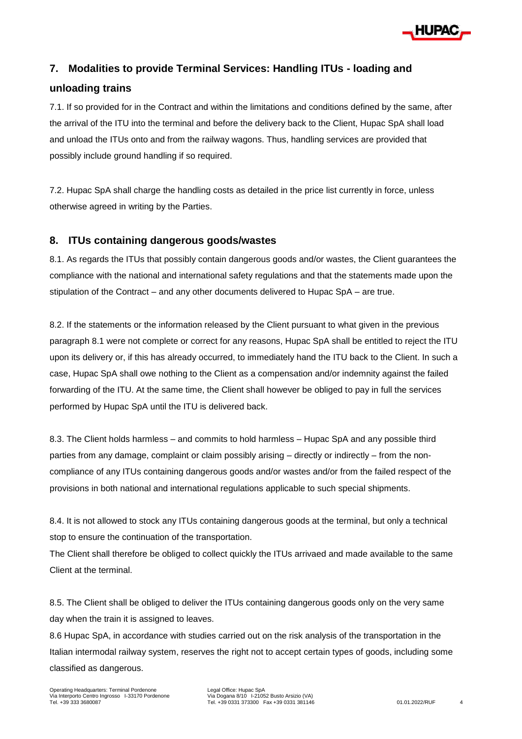## 7. Modalities to provide Terminal Services: Handling ITUs - loading and unloading trains

7.1. If so provided for in the Contract and within the limitations and conditions defined by the same, after the arrival of the ITU into the terminal and before the delivery back to the Client, Hupac SpA shall load and unload the ITUs onto and from the railway wagons. Thus, handling services are provided that possibly include ground handling if so required.

7.2. Hupac SpA shall charge the handling costs as detailed in the price list currently in force, unless otherwise agreed in writing by the Parties.

## 8. ITUs containing dangerous goods/wastes

8.1. As regards the ITUs that possibly contain dangerous goods and/or wastes, the Client guarantees the compliance with the national and international safety regulations and that the statements made upon the stipulation of the Contract – and any other documents delivered to Hupac SpA – are true.

8.2. If the statements or the information released by the Client pursuant to what given in the previous paragraph 8.1 were not complete or correct for any reasons, Hupac SpA shall be entitled to reject the ITU upon its delivery or, if this has already occurred, to immediately hand the ITU back to the Client. In such a case, Hupac SpA shall owe nothing to the Client as a compensation and/or indemnity against the failed forwarding of the ITU. At the same time, the Client shall however be obliged to pay in full the services performed by Hupac SpA until the ITU is delivered back.

8.3. The Client holds harmless – and commits to hold harmless – Hupac SpA and any possible third parties from any damage, complaint or claim possibly arising – directly or indirectly – from the non-compliance of any ITUs containing dangerous goods and/or wastes and/or from the failed respect of the provisions in both national and international regulations applicable to such special shipments.

8.4. It is not allowed to stock any ITUs containing dangerous goods at the terminal, but only a technical stop to ensure the continuation of the transportation.
The Client shall therefore be obliged to collect quickly the ITUs arrivaed and made available to the same Client at the terminal.

8.5. The Client shall be obliged to deliver the ITUs containing dangerous goods only on the very same day when the train it is assigned to leaves.
8.6 Hupac SpA, in accordance with studies carried out on the risk analysis of the transportation in the Italian intermodal railway system, reserves the right not to accept certain types of goods, including some classified as dangerous.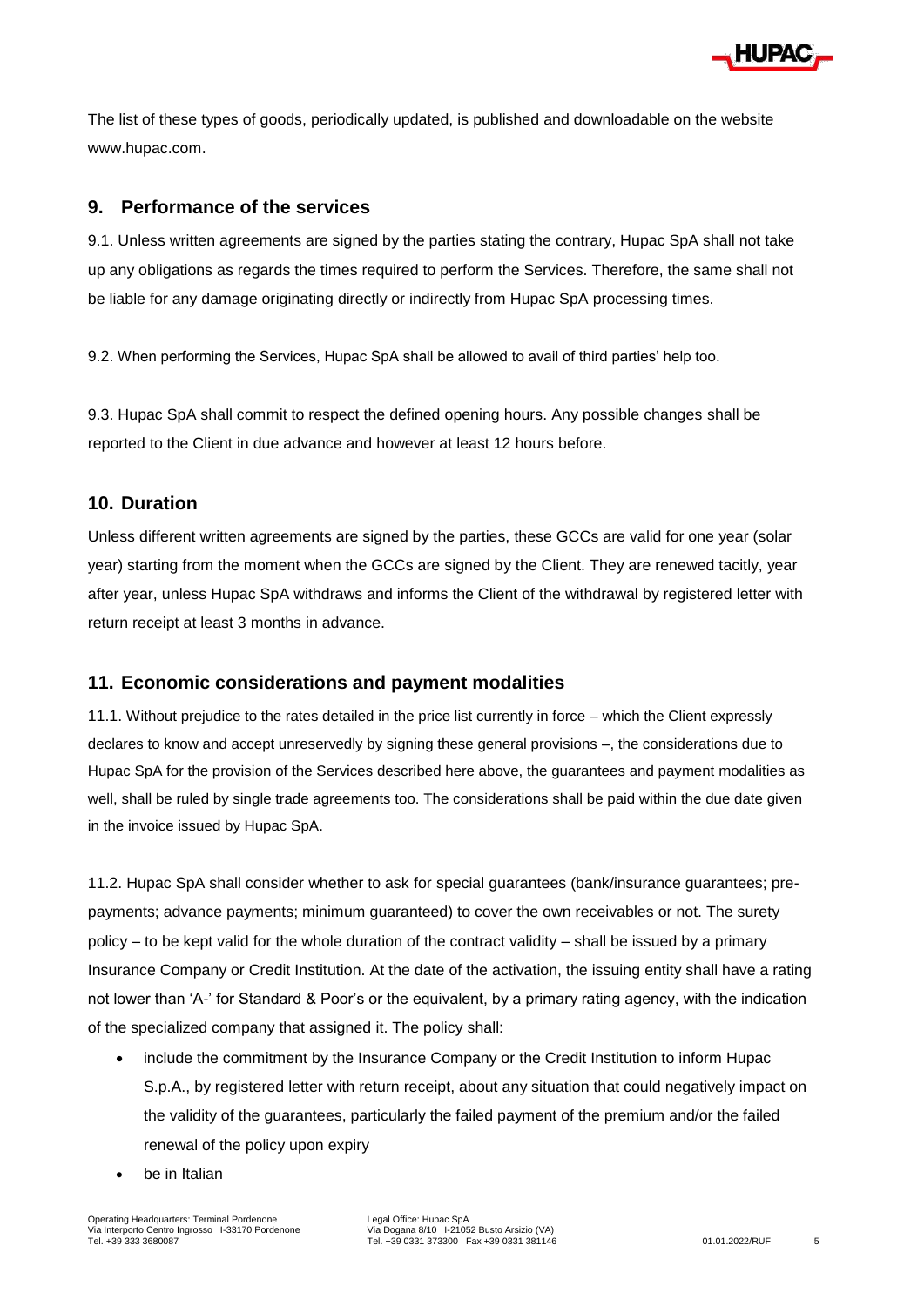The list of these types of goods, periodically updated, is published and downloadable on the website www.hupac.com.

## 9. Performance of the services

9.1. Unless written agreements are signed by the parties stating the contrary, Hupac SpA shall not take up any obligations as regards the times required to perform the Services. Therefore, the same shall not be liable for any damage originating directly or indirectly from Hupac SpA processing times.

9.2. When performing the Services, Hupac SpA shall be allowed to avail of third parties' help too.

9.3. Hupac SpA shall commit to respect the defined opening hours. Any possible changes shall be reported to the Client in due advance and however at least 12 hours before.

## 10. Duration

Unless different written agreements are signed by the parties, these GCCs are valid for one year (solar year) starting from the moment when the GCCs are signed by the Client. They are renewed tacitly, year after year, unless Hupac SpA withdraws and informs the Client of the withdrawal by registered letter with return receipt at least 3 months in advance.

## 11. Economic considerations and payment modalities

11.1. Without prejudice to the rates detailed in the price list currently in force – which the Client expressly declares to know and accept unreservedly by signing these general provisions –, the considerations due to Hupac SpA for the provision of the Services described here above, the guarantees and payment modalities as well, shall be ruled by single trade agreements too. The considerations shall be paid within the due date given in the invoice issued by Hupac SpA.

11.2. Hupac SpA shall consider whether to ask for special guarantees (bank/insurance guarantees; pre-payments; advance payments; minimum guaranteed) to cover the own receivables or not. The surety policy – to be kept valid for the whole duration of the contract validity – shall be issued by a primary Insurance Company or Credit Institution. At the date of the activation, the issuing entity shall have a rating not lower than 'A-' for Standard & Poor's or the equivalent, by a primary rating agency, with the indication of the specialized company that assigned it. The policy shall:

- include the commitment by the Insurance Company or the Credit Institution to inform Hupac S.p.A., by registered letter with return receipt, about any situation that could negatively impact on the validity of the guarantees, particularly the failed payment of the premium and/or the failed renewal of the policy upon expiry
- be in Italian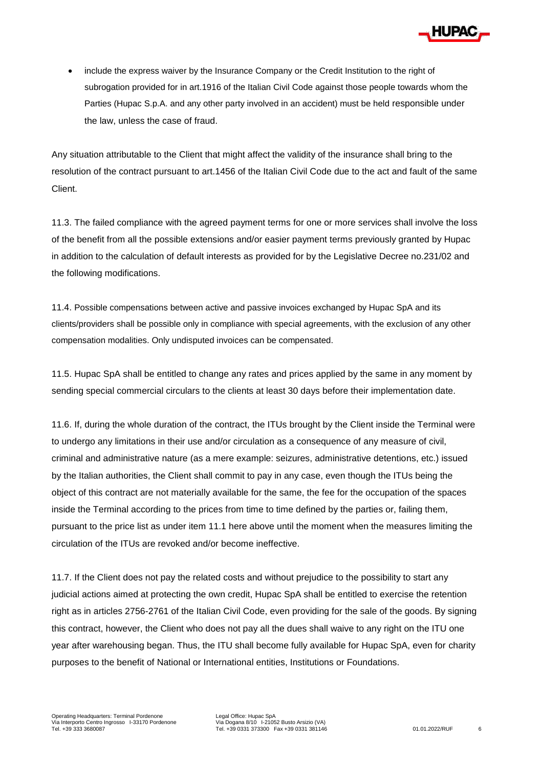- include the express waiver by the Insurance Company or the Credit Institution to the right of subrogation provided for in art.1916 of the Italian Civil Code against those people towards whom the Parties (Hupac S.p.A. and any other party involved in an accident) must be held responsible under the law, unless the case of fraud.

Any situation attributable to the Client that might affect the validity of the insurance shall bring to the resolution of the contract pursuant to art.1456 of the Italian Civil Code due to the act and fault of the same Client.

11.3. The failed compliance with the agreed payment terms for one or more services shall involve the loss of the benefit from all the possible extensions and/or easier payment terms previously granted by Hupac in addition to the calculation of default interests as provided for by the Legislative Decree no.231/02 and the following modifications.

11.4. Possible compensations between active and passive invoices exchanged by Hupac SpA and its clients/providers shall be possible only in compliance with special agreements, with the exclusion of any other compensation modalities. Only undisputed invoices can be compensated.

11.5. Hupac SpA shall be entitled to change any rates and prices applied by the same in any moment by sending special commercial circulars to the clients at least 30 days before their implementation date.

11.6. If, during the whole duration of the contract, the ITUs brought by the Client inside the Terminal were to undergo any limitations in their use and/or circulation as a consequence of any measure of civil, criminal and administrative nature (as a mere example: seizures, administrative detentions, etc.) issued by the Italian authorities, the Client shall commit to pay in any case, even though the ITUs being the object of this contract are not materially available for the same, the fee for the occupation of the spaces inside the Terminal according to the prices from time to time defined by the parties or, failing them, pursuant to the price list as under item 11.1 here above until the moment when the measures limiting the circulation of the ITUs are revoked and/or become ineffective.

11.7. If the Client does not pay the related costs and without prejudice to the possibility to start any judicial actions aimed at protecting the own credit, Hupac SpA shall be entitled to exercise the retention right as in articles 2756-2761 of the Italian Civil Code, even providing for the sale of the goods. By signing this contract, however, the Client who does not pay all the dues shall waive to any right on the ITU one year after warehousing began. Thus, the ITU shall become fully available for Hupac SpA, even for charity purposes to the benefit of National or International entities, Institutions or Foundations.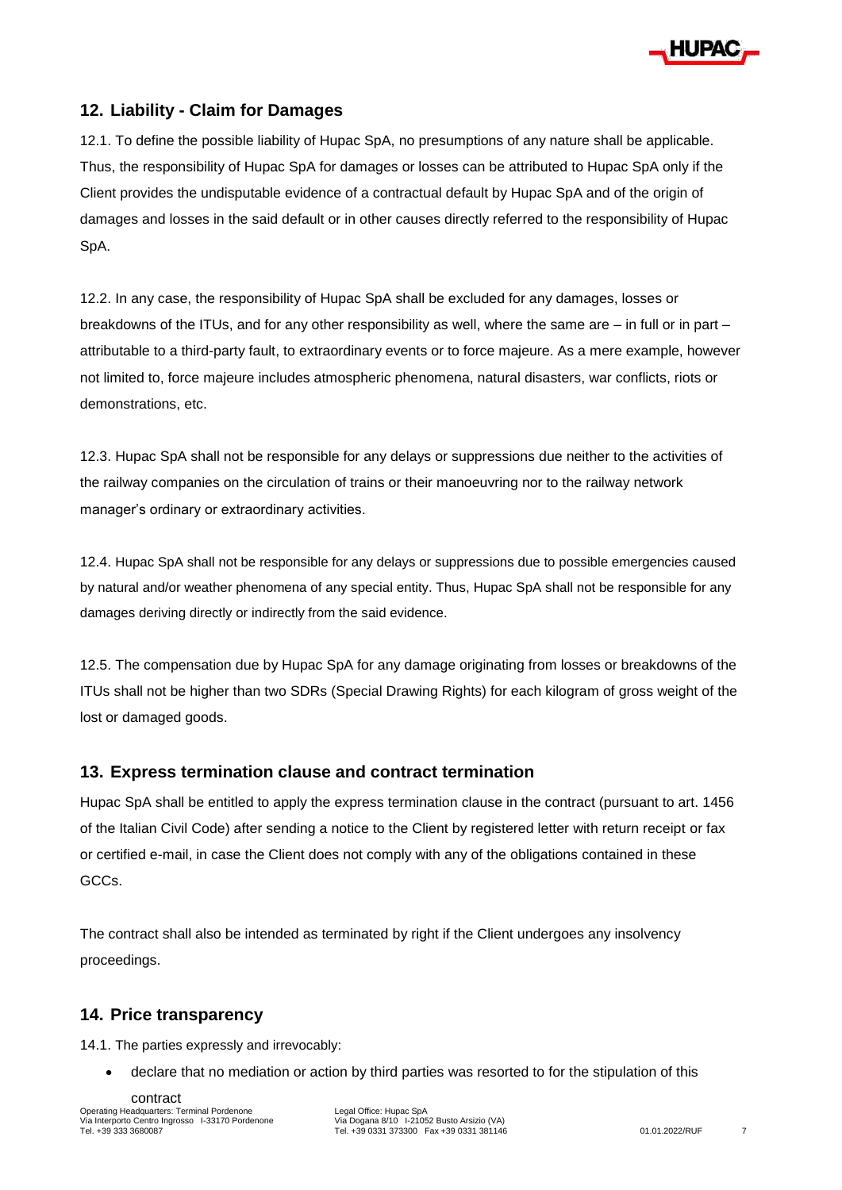## 12. Liability - Claim for Damages

12.1. To define the possible liability of Hupac SpA, no presumptions of any nature shall be applicable. Thus, the responsibility of Hupac SpA for damages or losses can be attributed to Hupac SpA only if the Client provides the undisputable evidence of a contractual default by Hupac SpA and of the origin of damages and losses in the said default or in other causes directly referred to the responsibility of Hupac SpA.

12.2. In any case, the responsibility of Hupac SpA shall be excluded for any damages, losses or breakdowns of the ITUs, and for any other responsibility as well, where the same are – in full or in part – attributable to a third-party fault, to extraordinary events or to force majeure. As a mere example, however not limited to, force majeure includes atmospheric phenomena, natural disasters, war conflicts, riots or demonstrations, etc.

12.3. Hupac SpA shall not be responsible for any delays or suppressions due neither to the activities of the railway companies on the circulation of trains or their manoeuvring nor to the railway network manager's ordinary or extraordinary activities.

12.4. Hupac SpA shall not be responsible for any delays or suppressions due to possible emergencies caused by natural and/or weather phenomena of any special entity. Thus, Hupac SpA shall not be responsible for any damages deriving directly or indirectly from the said evidence.

12.5. The compensation due by Hupac SpA for any damage originating from losses or breakdowns of the ITUs shall not be higher than two SDRs (Special Drawing Rights) for each kilogram of gross weight of the lost or damaged goods.

## 13. Express termination clause and contract termination

Hupac SpA shall be entitled to apply the express termination clause in the contract (pursuant to art. 1456 of the Italian Civil Code) after sending a notice to the Client by registered letter with return receipt or fax or certified e-mail, in case the Client does not comply with any of the obligations contained in these GCCs.

The contract shall also be intended as terminated by right if the Client undergoes any insolvency proceedings.

## 14. Price transparency

14.1. The parties expressly and irrevocably:

- declare that no mediation or action by third parties was resorted to for the stipulation of this contract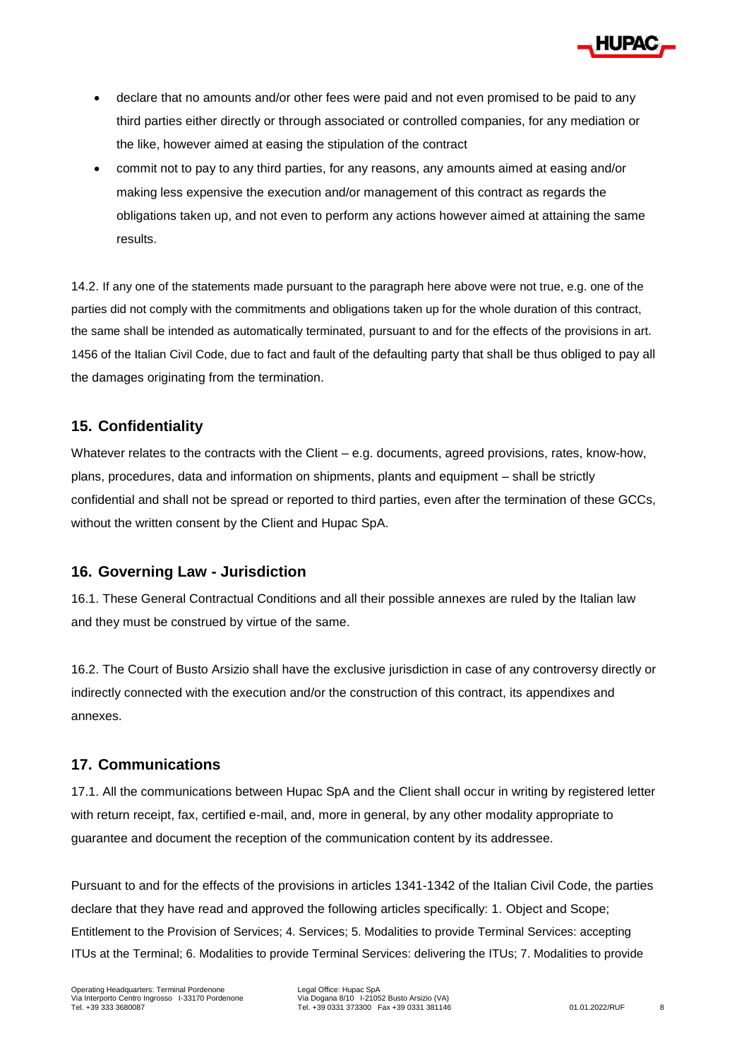- declare that no amounts and/or other fees were paid and not even promised to be paid to any third parties either directly or through associated or controlled companies, for any mediation or the like, however aimed at easing the stipulation of the contract
- commit not to pay to any third parties, for any reasons, any amounts aimed at easing and/or making less expensive the execution and/or management of this contract as regards the obligations taken up, and not even to perform any actions however aimed at attaining the same results.

14.2. If any one of the statements made pursuant to the paragraph here above were not true, e.g. one of the parties did not comply with the commitments and obligations taken up for the whole duration of this contract, the same shall be intended as automatically terminated, pursuant to and for the effects of the provisions in art. 1456 of the Italian Civil Code, due to fact and fault of the defaulting party that shall be thus obliged to pay all the damages originating from the termination.

## 15. Confidentiality

Whatever relates to the contracts with the Client – e.g. documents, agreed provisions, rates, know-how, plans, procedures, data and information on shipments, plants and equipment – shall be strictly confidential and shall not be spread or reported to third parties, even after the termination of these GCCs, without the written consent by the Client and Hupac SpA.

## 16. Governing Law - Jurisdiction

16.1. These General Contractual Conditions and all their possible annexes are ruled by the Italian law and they must be construed by virtue of the same.

16.2. The Court of Busto Arsizio shall have the exclusive jurisdiction in case of any controversy directly or indirectly connected with the execution and/or the construction of this contract, its appendixes and annexes.

## 17. Communications

17.1. All the communications between Hupac SpA and the Client shall occur in writing by registered letter with return receipt, fax, certified e-mail, and, more in general, by any other modality appropriate to guarantee and document the reception of the communication content by its addressee.

Pursuant to and for the effects of the provisions in articles 1341-1342 of the Italian Civil Code, the parties declare that they have read and approved the following articles specifically: 1. Object and Scope; Entitlement to the Provision of Services; 4. Services; 5. Modalities to provide Terminal Services: accepting ITUs at the Terminal; 6. Modalities to provide Terminal Services: delivering the ITUs; 7. Modalities to provide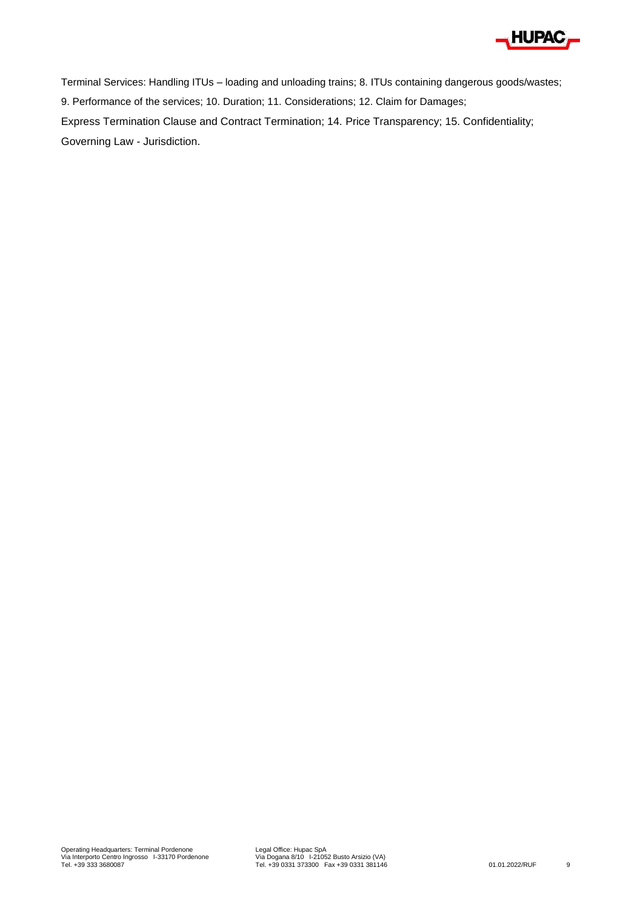Terminal Services: Handling ITUs – loading and unloading trains; 8. ITUs containing dangerous goods/wastes;

9. Performance of the services; 10. Duration; 11. Considerations; 12. Claim for Damages;

Express Termination Clause and Contract Termination; 14. Price Transparency; 15. Confidentiality;

Governing Law - Jurisdiction.